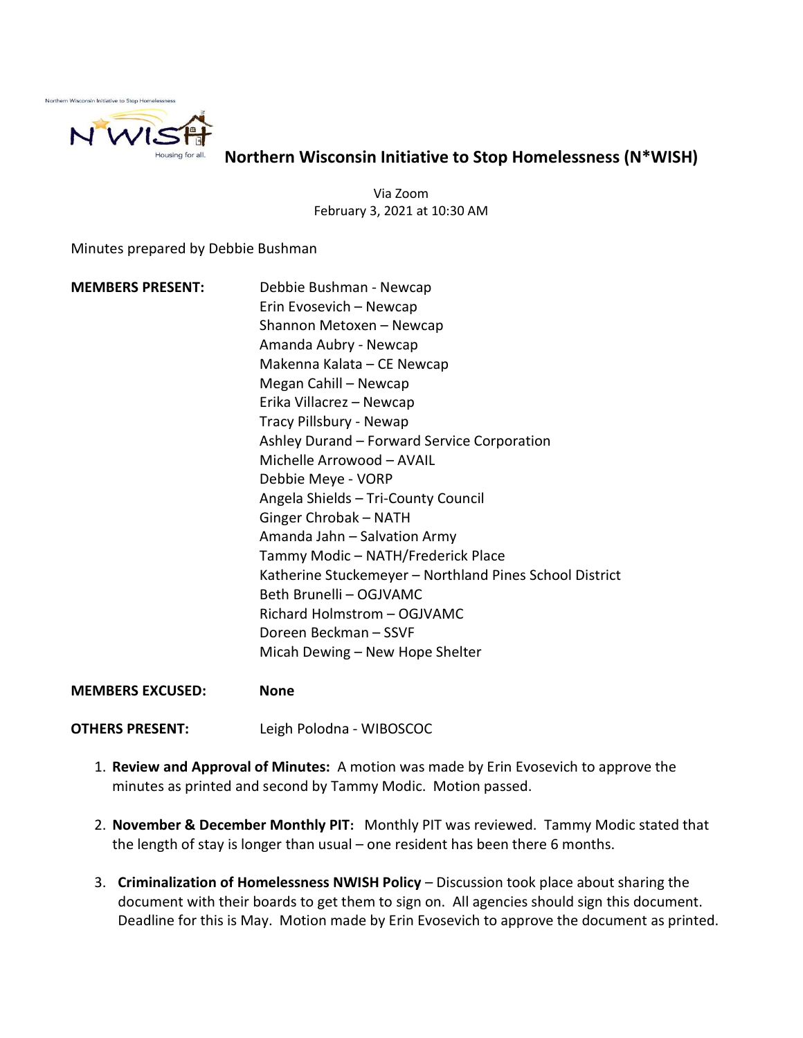Northern Wisconsin Initiative to Stop Homelessness

N*WISH

Housing for all.

# Northern Wisconsin Initiative to Stop Homelessness (N*WISH)

Via Zoom
February 3, 2021 at 10:30 AM

Minutes prepared by Debbie Bushman

**MEMBERS PRESENT:**

Debbie Bushman - Newcap
Erin Evosevich – Newcap
Shannon Metoxen – Newcap
Amanda Aubry - Newcap
Makenna Kalata – CE Newcap
Megan Cahill – Newcap
Erika Villacrez – Newcap
Tracy Pillsbury - Newap
Ashley Durand – Forward Service Corporation
Michelle Arrowood – AVAIL
Debbie Meye - VORP
Angela Shields – Tri-County Council
Ginger Chrobak – NATH
Amanda Jahn – Salvation Army
Tammy Modic – NATH/Frederick Place
Katherine Stuckemeyer – Northland Pines School District
Beth Brunelli – OGJVAMC
Richard Holmstrom – OGJVAMC
Doreen Beckman – SSVF
Micah Dewing – New Hope Shelter

**MEMBERS EXCUSED:** **None**

**OTHERS PRESENT:** Leigh Polodna - WIBOSCOC

1. **Review and Approval of Minutes:** A motion was made by Erin Evosevich to approve the minutes as printed and second by Tammy Modic. Motion passed.

2. **November & December Monthly PIT:** Monthly PIT was reviewed. Tammy Modic stated that the length of stay is longer than usual – one resident has been there 6 months.

3. **Criminalization of Homelessness NWISH Policy** – Discussion took place about sharing the document with their boards to get them to sign on. All agencies should sign this document. Deadline for this is May. Motion made by Erin Evosevich to approve the document as printed.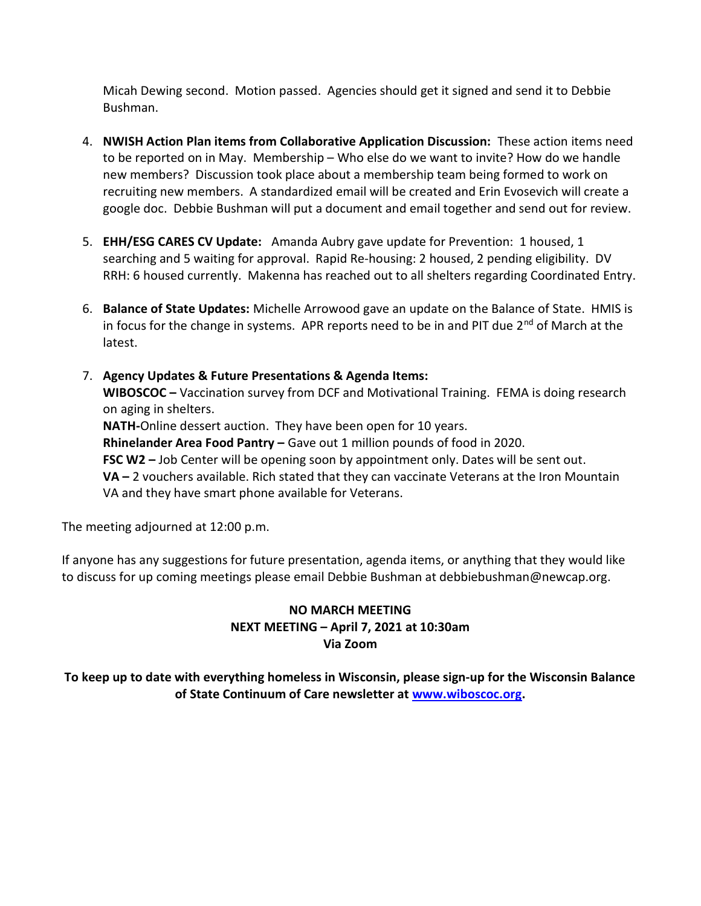Micah Dewing second. Motion passed. Agencies should get it signed and send it to Debbie Bushman.

4. **NWISH Action Plan items from Collaborative Application Discussion:** These action items need to be reported on in May. Membership – Who else do we want to invite? How do we handle new members? Discussion took place about a membership team being formed to work on recruiting new members. A standardized email will be created and Erin Evosevich will create a google doc. Debbie Bushman will put a document and email together and send out for review.

5. **EHH/ESG CARES CV Update:** Amanda Aubry gave update for Prevention: 1 housed, 1 searching and 5 waiting for approval. Rapid Re-housing: 2 housed, 2 pending eligibility. DV RRH: 6 housed currently. Makenna has reached out to all shelters regarding Coordinated Entry.

6. **Balance of State Updates:** Michelle Arrowood gave an update on the Balance of State. HMIS is in focus for the change in systems. APR reports need to be in and PIT due 2nd of March at the latest.

7. **Agency Updates & Future Presentations & Agenda Items:**
   **WIBOSCOC –** Vaccination survey from DCF and Motivational Training. FEMA is doing research on aging in shelters.
   **NATH-**Online dessert auction. They have been open for 10 years.
   **Rhinelander Area Food Pantry –** Gave out 1 million pounds of food in 2020.
   **FSC W2 –** Job Center will be opening soon by appointment only. Dates will be sent out.
   **VA –** 2 vouchers available. Rich stated that they can vaccinate Veterans at the Iron Mountain VA and they have smart phone available for Veterans.

The meeting adjourned at 12:00 p.m.

If anyone has any suggestions for future presentation, agenda items, or anything that they would like to discuss for up coming meetings please email Debbie Bushman at debbiebushman@newcap.org.

**NO MARCH MEETING**
**NEXT MEETING – April 7, 2021 at 10:30am**
**Via Zoom**

**To keep up to date with everything homeless in Wisconsin, please sign-up for the Wisconsin Balance of State Continuum of Care newsletter at [www.wiboscoc.org](www.wiboscoc.org).**